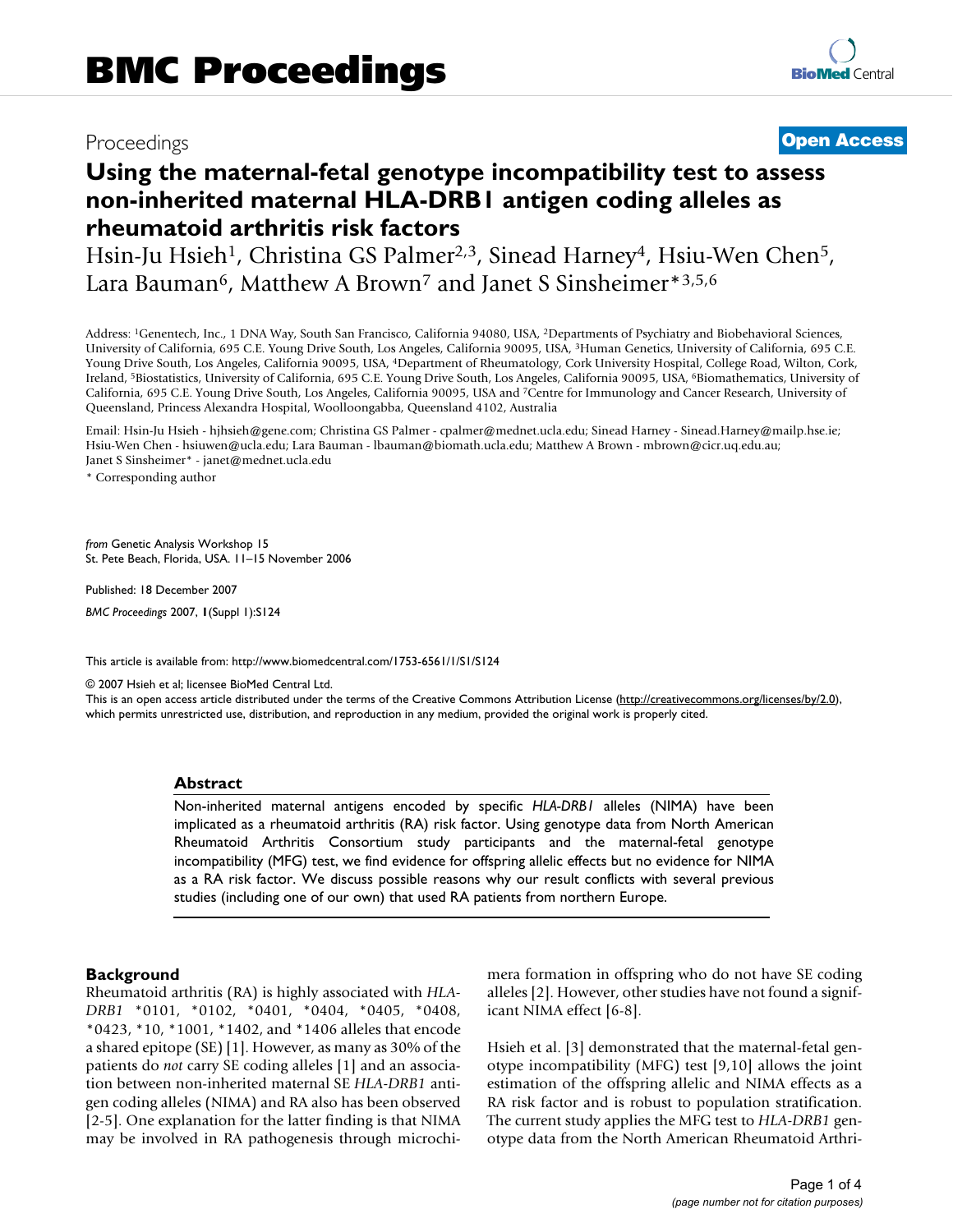Proceedings **Open Access**

# Using the maternal-fetal genotype incompatibility test to assess non-inherited maternal HLA-DRB1 antigen coding alleles as rheumatoid arthritis risk factors

Hsin-Ju Hsieh[1], Christina GS Palmer[2,3], Sinead Harney[4], Hsiu-Wen Chen[5], Lara Bauman[6], Matthew A Brown[7] and Janet S Sinsheimer*[3,5,6]

Address: [1]Genentech, Inc., 1 DNA Way, South San Francisco, California 94080, USA, [2]Departments of Psychiatry and Biobehavioral Sciences, University of California, 695 C.E. Young Drive South, Los Angeles, California 90095, USA, [3]Human Genetics, University of California, 695 C.E. Young Drive South, Los Angeles, California 90095, USA, [4]Department of Rheumatology, Cork University Hospital, College Road, Wilton, Cork, Ireland, [5]Biostatistics, University of California, 695 C.E. Young Drive South, Los Angeles, California 90095, USA, [6]Biomathematics, University of California, 695 C.E. Young Drive South, Los Angeles, California 90095, USA and [7]Centre for Immunology and Cancer Research, University of Queensland, Princess Alexandra Hospital, Woolloongabba, Queensland 4102, Australia

Email: Hsin-Ju Hsieh - hjhsieh@gene.com; Christina GS Palmer - cpalmer@mednet.ucla.edu; Sinead Harney - Sinead.Harney@mailp.hse.ie; Hsiu-Wen Chen - hsiuwen@ucla.edu; Lara Bauman - lbauman@biomath.ucla.edu; Matthew A Brown - mbrown@cicr.uq.edu.au; Janet S Sinsheimer* - janet@mednet.ucla.edu

* Corresponding author

*from* Genetic Analysis Workshop 15
St. Pete Beach, Florida, USA. 11–15 November 2006

Published: 18 December 2007

*BMC Proceedings* 2007, **1**(Suppl 1):S124

This article is available from: http://www.biomedcentral.com/1753-6561/1/S1/S124

© 2007 Hsieh et al; licensee BioMed Central Ltd.
This is an open access article distributed under the terms of the Creative Commons Attribution License (http://creativecommons.org/licenses/by/2.0), which permits unrestricted use, distribution, and reproduction in any medium, provided the original work is properly cited.

## Abstract

Non-inherited maternal antigens encoded by specific *HLA-DRB1* alleles (NIMA) have been implicated as a rheumatoid arthritis (RA) risk factor. Using genotype data from North American Rheumatoid Arthritis Consortium study participants and the maternal-fetal genotype incompatibility (MFG) test, we find evidence for offspring allelic effects but no evidence for NIMA as a RA risk factor. We discuss possible reasons why our result conflicts with several previous studies (including one of our own) that used RA patients from northern Europe.

## Background

Rheumatoid arthritis (RA) is highly associated with *HLA-DRB1* *0101, *0102, *0401, *0404, *0405, *0408, *0423, *10, *1001, *1402, and *1406 alleles that encode a shared epitope (SE) [1]. However, as many as 30% of the patients do *not* carry SE coding alleles [1] and an association between non-inherited maternal SE *HLA-DRB1* antigen coding alleles (NIMA) and RA also has been observed [2-5]. One explanation for the latter finding is that NIMA may be involved in RA pathogenesis through microchimera formation in offspring who do not have SE coding alleles [2]. However, other studies have not found a significant NIMA effect [6-8].

Hsieh et al. [3] demonstrated that the maternal-fetal genotype incompatibility (MFG) test [9,10] allows the joint estimation of the offspring allelic and NIMA effects as a RA risk factor and is robust to population stratification. The current study applies the MFG test to *HLA-DRB1* genotype data from the North American Rheumatoid Arthri-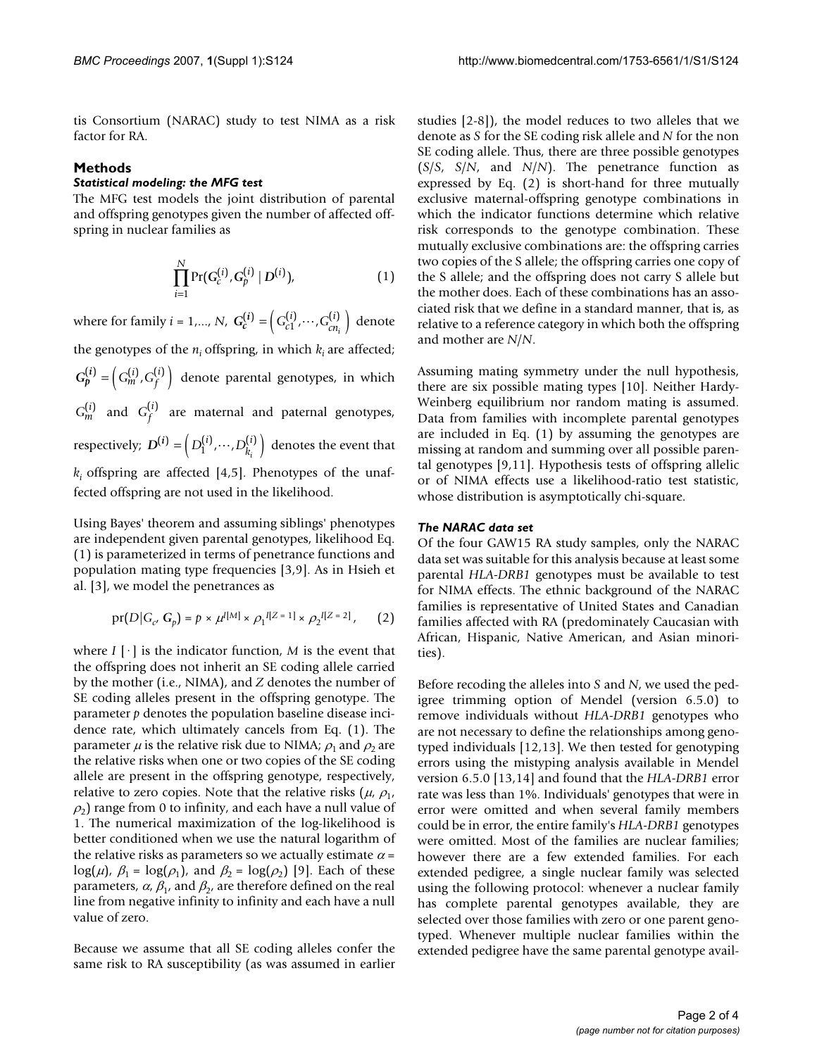tis Consortium (NARAC) study to test NIMA as a risk factor for RA.

## Methods

### *Statistical modeling: the MFG test*

The MFG test models the joint distribution of parental and offspring genotypes given the number of affected offspring in nuclear families as

$$\prod_{i=1}^{N} \Pr(\boldsymbol{G}_c^{(i)}, \boldsymbol{G}_p^{(i)} \mid \boldsymbol{D}^{(i)}), \qquad (1)$$

where for family $i = 1,..., N$, $\boldsymbol{G}_c^{(i)} = \left( G_{c1}^{(i)}, \cdots, G_{cn_i}^{(i)} \right)$ denote the genotypes of the $n_i$ offspring, in which $k_i$ are affected; $\boldsymbol{G}_p^{(i)} = \left( G_m^{(i)}, G_f^{(i)} \right)$ denote parental genotypes, in which $G_m^{(i)}$ and $G_f^{(i)}$ are maternal and paternal genotypes, respectively; $\boldsymbol{D}^{(i)} = \left( D_1^{(i)}, \cdots, D_{k_i}^{(i)} \right)$ denotes the event that $k_i$ offspring are affected [4,5]. Phenotypes of the unaffected offspring are not used in the likelihood.

Using Bayes' theorem and assuming siblings' phenotypes are independent given parental genotypes, likelihood Eq. (1) is parameterized in terms of penetrance functions and population mating type frequencies [3,9]. As in Hsieh et al. [3], we model the penetrances as

$$\text{pr}(D|G_c, \boldsymbol{G}_p) = p \times \mu^{I[M]} \times \rho_1^{I[Z=1]} \times \rho_2^{I[Z=2]}, \qquad (2)$$

where $I[\cdot]$ is the indicator function, $M$ is the event that the offspring does not inherit an SE coding allele carried by the mother (i.e., NIMA), and $Z$ denotes the number of SE coding alleles present in the offspring genotype. The parameter $p$ denotes the population baseline disease incidence rate, which ultimately cancels from Eq. (1). The parameter $\mu$ is the relative risk due to NIMA; $\rho_1$ and $\rho_2$ are the relative risks when one or two copies of the SE coding allele are present in the offspring genotype, respectively, relative to zero copies. Note that the relative risks ($\mu$, $\rho_1$, $\rho_2$) range from 0 to infinity, and each have a null value of 1. The numerical maximization of the log-likelihood is better conditioned when we use the natural logarithm of the relative risks as parameters so we actually estimate $\alpha = \log(\mu)$, $\beta_1 = \log(\rho_1)$, and $\beta_2 = \log(\rho_2)$ [9]. Each of these parameters, $\alpha$, $\beta_1$, and $\beta_2$, are therefore defined on the real line from negative infinity to infinity and each have a null value of zero.

Because we assume that all SE coding alleles confer the same risk to RA susceptibility (as was assumed in earlier studies [2-8]), the model reduces to two alleles that we denote as *S* for the SE coding risk allele and *N* for the non SE coding allele. Thus, there are three possible genotypes (*S*/*S*, *S*/*N*, and *N*/*N*). The penetrance function as expressed by Eq. (2) is short-hand for three mutually exclusive maternal-offspring genotype combinations in which the indicator functions determine which relative risk corresponds to the genotype combination. These mutually exclusive combinations are: the offspring carries two copies of the S allele; the offspring carries one copy of the S allele; and the offspring does not carry S allele but the mother does. Each of these combinations has an associated risk that we define in a standard manner, that is, as relative to a reference category in which both the offspring and mother are *N*/*N*.

Assuming mating symmetry under the null hypothesis, there are six possible mating types [10]. Neither Hardy-Weinberg equilibrium nor random mating is assumed. Data from families with incomplete parental genotypes are included in Eq. (1) by assuming the genotypes are missing at random and summing over all possible parental genotypes [9,11]. Hypothesis tests of offspring allelic or of NIMA effects use a likelihood-ratio test statistic, whose distribution is asymptotically chi-square.

### *The NARAC data set*

Of the four GAW15 RA study samples, only the NARAC data set was suitable for this analysis because at least some parental *HLA-DRB1* genotypes must be available to test for NIMA effects. The ethnic background of the NARAC families is representative of United States and Canadian families affected with RA (predominately Caucasian with African, Hispanic, Native American, and Asian minorities).

Before recoding the alleles into *S* and *N*, we used the pedigree trimming option of Mendel (version 6.5.0) to remove individuals without *HLA-DRB1* genotypes who are not necessary to define the relationships among genotyped individuals [12,13]. We then tested for genotyping errors using the mistyping analysis available in Mendel version 6.5.0 [13,14] and found that the *HLA-DRB1* error rate was less than 1%. Individuals' genotypes that were in error were omitted and when several family members could be in error, the entire family's *HLA-DRB1* genotypes were omitted. Most of the families are nuclear families; however there are a few extended families. For each extended pedigree, a single nuclear family was selected using the following protocol: whenever a nuclear family has complete parental genotypes available, they are selected over those families with zero or one parent genotyped. Whenever multiple nuclear families within the extended pedigree have the same parental genotype avail-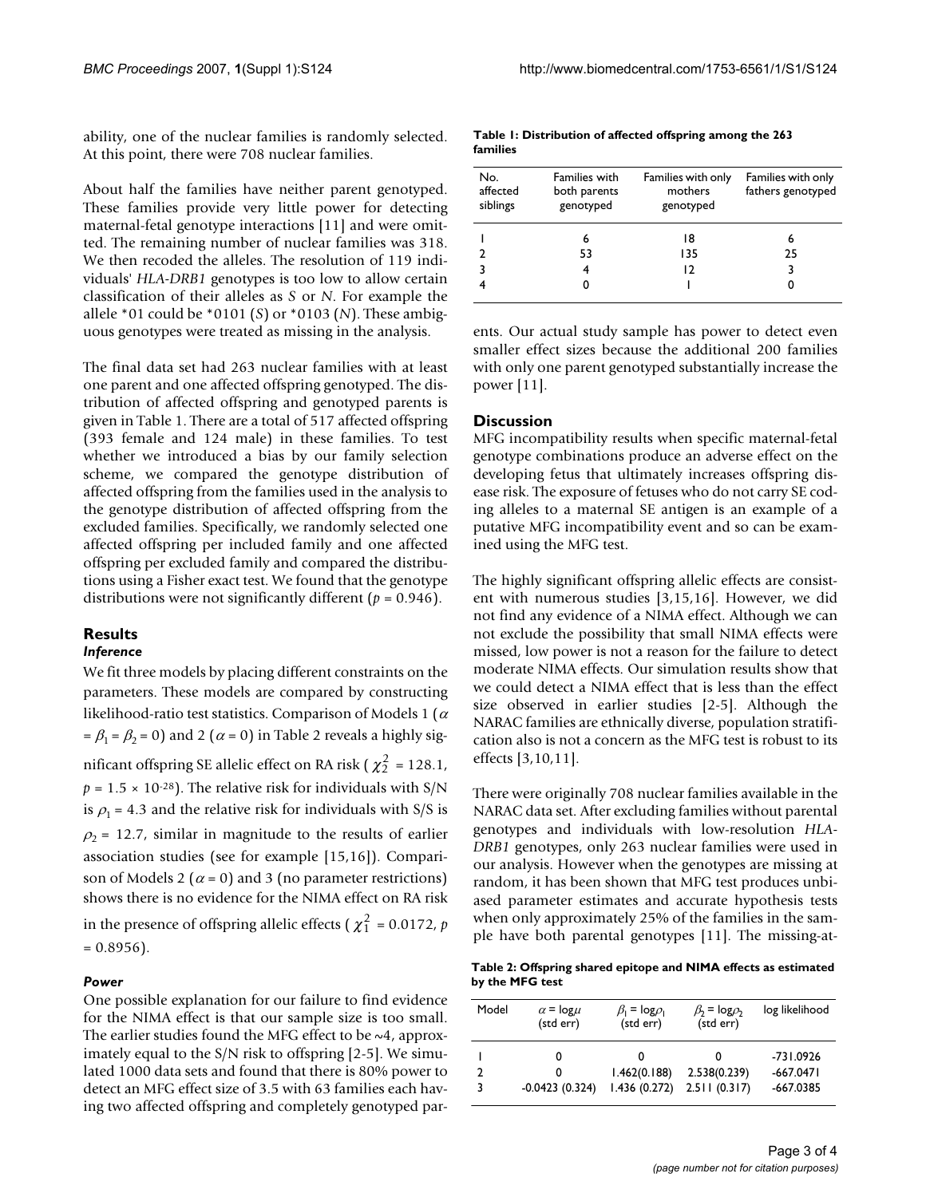ability, one of the nuclear families is randomly selected. At this point, there were 708 nuclear families.

About half the families have neither parent genotyped. These families provide very little power for detecting maternal-fetal genotype interactions [11] and were omitted. The remaining number of nuclear families was 318. We then recoded the alleles. The resolution of 119 individuals' *HLA-DRB1* genotypes is too low to allow certain classification of their alleles as *S* or *N*. For example the allele *01 could be *0101 (*S*) or *0103 (*N*). These ambiguous genotypes were treated as missing in the analysis.

The final data set had 263 nuclear families with at least one parent and one affected offspring genotyped. The distribution of affected offspring and genotyped parents is given in Table 1. There are a total of 517 affected offspring (393 female and 124 male) in these families. To test whether we introduced a bias by our family selection scheme, we compared the genotype distribution of affected offspring from the families used in the analysis to the genotype distribution of affected offspring from the excluded families. Specifically, we randomly selected one affected offspring per included family and one affected offspring per excluded family and compared the distributions using a Fisher exact test. We found that the genotype distributions were not significantly different ($p = 0.946$).

## Results

### *Inference*

We fit three models by placing different constraints on the parameters. These models are compared by constructing likelihood-ratio test statistics. Comparison of Models 1 ($\alpha = \beta_1 = \beta_2 = 0$) and 2 ($\alpha = 0$) in Table 2 reveals a highly significant offspring SE allelic effect on RA risk ($\chi^2_2 = 128.1$, $p = 1.5 \times 10^{-28}$). The relative risk for individuals with S/N is $\rho_1 = 4.3$ and the relative risk for individuals with S/S is $\rho_2 = 12.7$, similar in magnitude to the results of earlier association studies (see for example [15,16]). Comparison of Models 2 ($\alpha = 0$) and 3 (no parameter restrictions) shows there is no evidence for the NIMA effect on RA risk in the presence of offspring allelic effects ($\chi^2_1 = 0.0172$, $p = 0.8956$).

### *Power*

One possible explanation for our failure to find evidence for the NIMA effect is that our sample size is too small. The earlier studies found the MFG effect to be ~4, approximately equal to the S/N risk to offspring [2-5]. We simulated 1000 data sets and found that there is 80% power to detect an MFG effect size of 3.5 with 63 families each having two affected offspring and completely genotyped parents. Our actual study sample has power to detect even smaller effect sizes because the additional 200 families with only one parent genotyped substantially increase the power [11].

**Table 1: Distribution of affected offspring among the 263 families**

| No. affected siblings | Families with both parents genotyped | Families with only mothers genotyped | Families with only fathers genotyped |
|---|---|---|---|
| 1 | 6 | 18 | 6 |
| 2 | 53 | 135 | 25 |
| 3 | 4 | 12 | 3 |
| 4 | 0 | 1 | 0 |

## Discussion

MFG incompatibility results when specific maternal-fetal genotype combinations produce an adverse effect on the developing fetus that ultimately increases offspring disease risk. The exposure of fetuses who do not carry SE coding alleles to a maternal SE antigen is an example of a putative MFG incompatibility event and so can be examined using the MFG test.

The highly significant offspring allelic effects are consistent with numerous studies [3,15,16]. However, we did not find any evidence of a NIMA effect. Although we can not exclude the possibility that small NIMA effects were missed, low power is not a reason for the failure to detect moderate NIMA effects. Our simulation results show that we could detect a NIMA effect that is less than the effect size observed in earlier studies [2-5]. Although the NARAC families are ethnically diverse, population stratification also is not a concern as the MFG test is robust to its effects [3,10,11].

There were originally 708 nuclear families available in the NARAC data set. After excluding families without parental genotypes and individuals with low-resolution *HLA-DRB1* genotypes, only 263 nuclear families were used in our analysis. However when the genotypes are missing at random, it has been shown that MFG test produces unbiased parameter estimates and accurate hypothesis tests when only approximately 25% of the families in the sample have both parental genotypes [11]. The missing-at-

**Table 2: Offspring shared epitope and NIMA effects as estimated by the MFG test**

| Model | $\alpha = \log\mu$ (std err) | $\beta_1 = \log\rho_1$ (std err) | $\beta_2 = \log\rho_2$ (std err) | log likelihood |
|---|---|---|---|---|
| 1 | 0 | 0 | 0 | -731.0926 |
| 2 | 0 | 1.462(0.188) | 2.538(0.239) | -667.0471 |
| 3 | -0.0423 (0.324) | 1.436 (0.272) | 2.511 (0.317) | -667.0385 |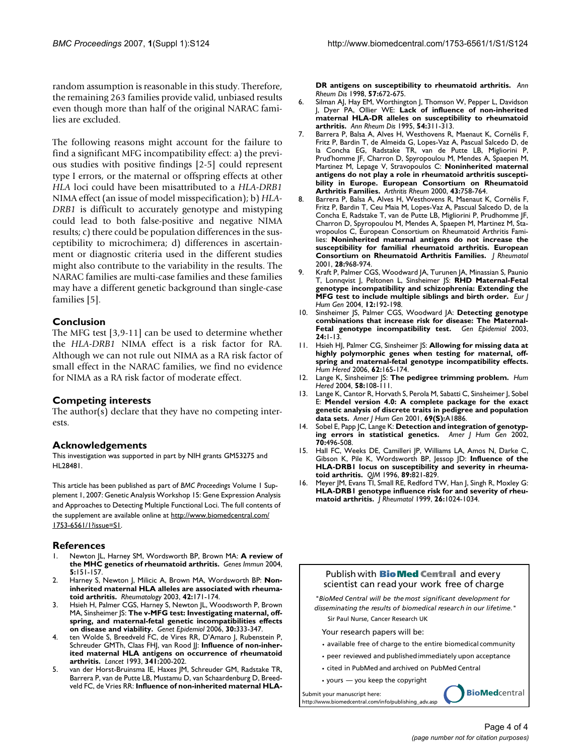random assumption is reasonable in this study. Therefore, the remaining 263 families provide valid, unbiased results even though more than half of the original NARAC families are excluded.

The following reasons might account for the failure to find a significant MFG incompatibility effect: a) the previous studies with positive findings [2-5] could represent type I errors, or the maternal or offspring effects at other *HLA* loci could have been misattributed to a *HLA-DRB1* NIMA effect (an issue of model misspecification); b) *HLA-DRB1* is difficult to accurately genotype and mistyping could lead to both false-positive and negative NIMA results; c) there could be population differences in the susceptibility to microchimera; d) differences in ascertainment or diagnostic criteria used in the different studies might also contribute to the variability in the results. The NARAC families are multi-case families and these families may have a different genetic background than single-case families [5].

## Conclusion

The MFG test [3,9-11] can be used to determine whether the *HLA-DRB1* NIMA effect is a risk factor for RA. Although we can not rule out NIMA as a RA risk factor of small effect in the NARAC families, we find no evidence for NIMA as a RA risk factor of moderate effect.

## Competing interests

The author(s) declare that they have no competing interests.

## Acknowledgements

This investigation was supported in part by NIH grants GM53275 and HL28481.

This article has been published as part of *BMC Proceedings* Volume 1 Supplement 1, 2007: Genetic Analysis Workshop 15: Gene Expression Analysis and Approaches to Detecting Multiple Functional Loci. The full contents of the supplement are available online at http://www.biomedcentral.com/1753-6561/1?issue=S1.

## References

1. Newton JL, Harney SM, Wordsworth BP, Brown MA: **A review of the MHC genetics of rheumatoid arthritis.** *Genes Immun* 2004, **5:**151-157.
2. Harney S, Newton J, Milicic A, Brown MA, Wordsworth BP: **Non-inherited maternal HLA alleles are associated with rheumatoid arthritis.** *Rheumatology* 2003, **42:**171-174.
3. Hsieh H, Palmer CGS, Harney S, Newton JL, Woodsworth P, Brown MA, Sinsheimer JS: **The v-MFG test: Investigating maternal, offspring, and maternal-fetal genetic incompatibilities effects on disease and viability.** *Genet Epidemiol* 2006, **30:**333-347.
4. ten Wolde S, Breedveld FC, de Vires RR, D'Amaro J, Rubenstein P, Schreuder GMTh, Claas FHJ, van Rood JJ: **Influence of non-inherited maternal HLA antigens on occurrence of rheumatoid arthritis.** *Lancet* 1993, **341:**200-202.
5. van der Horst-Bruinsma IE, Haxes JM, Schreuder GM, Radstake TR, Barrera P, van de Putte LB, Mustamu D, van Schaardenburg D, Breedveld FC, de Vries RR: **Influence of non-inherited maternal HLA-DR antigens on susceptibility to rheumatoid arthritis.** *Ann Rheum Dis* 1998, **57:**672-675.
6. Silman AJ, Hay EM, Worthington J, Thomson W, Pepper L, Davidson J, Dyer PA, Ollier WE: **Lack of influence of non-inherited maternal HLA-DR alleles on susceptibility to rheumatoid arthritis.** *Ann Rheum Dis* 1995, **54:**311-313.
7. Barrera P, Balsa A, Alves H, Westhovens R, Maenaut K, Cornélis F, Fritz P, Bardin T, de Almeida G, Lopes-Vaz A, Pascual Salcedo D, de la Concha EG, Radstake TR, van de Putte LB, Migliorini P, Prud'homme JF, Charron D, Spyropoulou M, Mendes A, Spaepen M, Martinez M, Lepage V, Stravopoulos C: **Noninherited maternal antigens do not play a role in rheumatoid arthritis susceptibility in Europe. European Consortium on Rheumatoid Arthritis Families.** *Arthritis Rheum* 2000, **43:**758-764.
8. Barrera P, Balsa A, Alves H, Westhovens R, Maenaut K, Cornélis F, Fritz P, Bardin T, Ceu Maia M, Lopes-Vaz A, Pascual Salcedo D, de la Concha E, Radstake T, van de Putte LB, Migliorini P, Prudhomme JF, Charron D, Spyropoulou M, Mendes A, Spaepen M, Martinez M, Stavropoulos C, European Consortium on Rheumatoid Arthritis Families: **Noninherited maternal antigens do not increase the susceptibility for familial rheumatoid arthritis. European Consortium on Rheumatoid Arthritis Families.** *J Rheumatol* 2001, **28:**968-974.
9. Kraft P, Palmer CGS, Woodward JA, Turunen JA, Minassian S, Paunio T, Lonnqvist J, Peltonen L, Sinsheimer JS: **RHD Maternal-Fetal genotype incompatibility and schizophrenia: Extending the MFG test to include multiple siblings and birth order.** *Eur J Hum Gen* 2004, **12:**192-198.
10. Sinsheimer JS, Palmer CGS, Woodward JA: **Detecting genotype combinations that increase risk for disease: The Maternal-Fetal genotype incompatibility test.** *Gen Epidemiol* 2003, **24:**1-13.
11. Hsieh HJ, Palmer CG, Sinsheimer JS: **Allowing for missing data at highly polymorphic genes when testing for maternal, offspring and maternal-fetal genotype incompatibility effects.** *Hum Hered* 2006, **62:**165-174.
12. Lange K, Sinsheimer JS: **The pedigree trimming problem.** *Hum Hered* 2004, **58:**108-111.
13. Lange K, Cantor R, Horvath S, Perola M, Sabatti C, Sinsheimer J, Sobel E: **Mendel version 4.0: A complete package for the exact genetic analysis of discrete traits in pedigree and population data sets.** *Amer J Hum Gen* 2001, **69(S):**A1886.
14. Sobel E, Papp JC, Lange K: **Detection and integration of genotyping errors in statistical genetics.** *Amer J Hum Gen* 2002, **70:**496-508.
15. Hall FC, Weeks DE, Camilleri JP, Williams LA, Amos N, Darke C, Gibson K, Pile K, Wordsworth BP, Jessop JD: **Influence of the HLA-DRB1 locus on susceptibility and severity in rheumatoid arthritis.** *QJM* 1996, **89:**821-829.
16. Meyer JM, Evans TI, Small RE, Redford TW, Han J, Singh R, Moxley G: **HLA-DRB1 genotype influence risk for and severity of rheumatoid arthritis.** *J Rheumatol* 1999, **26:**1024-1034.

Publish with **BioMed Central** and every scientist can read your work free of charge

*"BioMed Central will be the most significant development for disseminating the results of biomedical research in our lifetime."*

Sir Paul Nurse, Cancer Research UK

Your research papers will be:

- available free of charge to the entire biomedical community
- peer reviewed and published immediately upon acceptance
- cited in PubMed and archived on PubMed Central
- yours — you keep the copyright

Submit your manuscript here:
http://www.biomedcentral.com/info/publishing_adv.asp

BioMedcentral